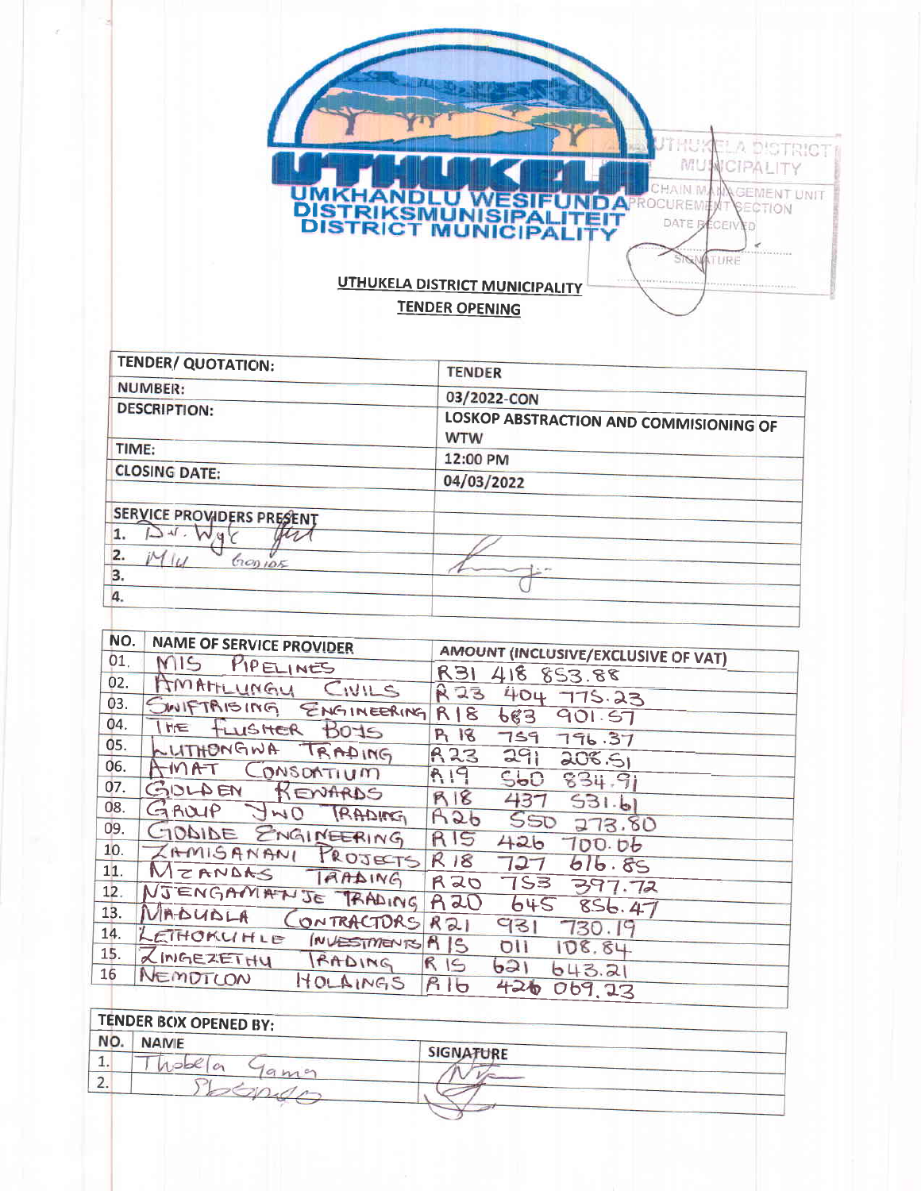UTHUKELA
UMKHANDLU WESIFUNDA
DISTRIKSMUNISIPALITEIT
DISTRICT MUNICIPALITY

UTHUKELA DISTRICT MUNICIPALITY
SUPPLY CHAIN MANAGEMENT UNIT
PROCUREMENT SECTION
DATE RECEIVED
SIGNATURE

**UTHUKELA DISTRICT MUNICIPALITY**

**TENDER OPENING**

| TENDER/ QUOTATION: | TENDER |
|---|---|
| NUMBER: | 03/2022-CON |
| DESCRIPTION: | LOSKOP ABSTRACTION AND COMMISIONING OF WTW |
| TIME: | 12:00 PM |
| CLOSING DATE: | 04/03/2022 |

| SERVICE PROVIDERS PRESENT | |
|---|---|
| 1. D.W. Wyk | |
| 2. M/W GODIDE | |
| 3. | |
| 4. | |

| NO. | NAME OF SERVICE PROVIDER | AMOUNT (INCLUSIVE/EXCLUSIVE OF VAT) |
|---|---|---|
| 01. | MIS PIPELINES | R31 418 853.88 |
| 02. | AMAHLUNGU CIVILS | R23 404 775.23 |
| 03. | SWIFTRISING ENGINEERING | R18 683 901.57 |
| 04. | THE FLUSHER BOYS | R18 759 796.37 |
| 05. | LUTHONGWA TRADING | R23 291 208.51 |
| 06. | AMAT CONSORTIUM | R19 560 834.91 |
| 07. | GOLDEN REWARDS | R18 437 531.61 |
| 08. | GROUP TWO TRADING | R26 550 273.80 |
| 09. | GODIDE ENGINEERING | R15 426 700.06 |
| 10. | ZAMISANANI PROJECTS | R18 727 616.85 |
| 11. | MZANDAS TRADING | R20 753 397.72 |
| 12. | NJENGAMANJE TRADING | R20 645 856.47 |
| 13. | MADUDLA CONTRACTORS | R21 931 730.19 |
| 14. | LETHOKUHLE INVESTMENTS | R15 011 108.84 |
| 15. | ZINGEZETHU TRADING | R15 621 643.21 |
| 16 | NEMOTLON HOLDINGS | R16 426 069.23 |

**TENDER BOX OPENED BY:**

| NO. | NAME | SIGNATURE |
|---|---|---|
| 1. | Thobela Gama | |
| 2. | Phosindo | |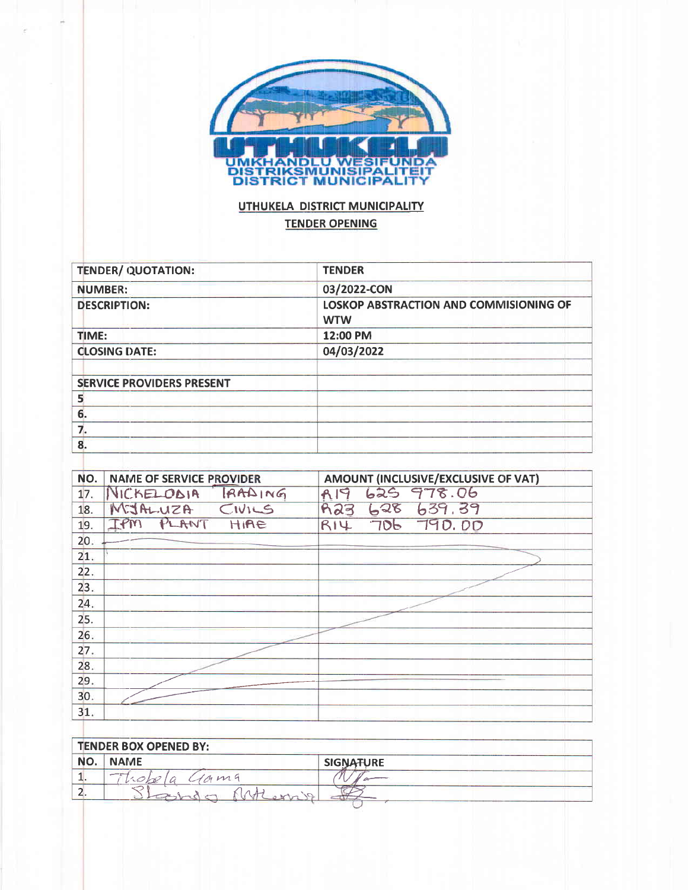UTHUKELA
UMKHANDLU WESIFUNDA
DISTRIKSMUNISIPALITEIT
DISTRICT MUNICIPALITY

**UTHUKELA DISTRICT MUNICIPALITY**

**TENDER OPENING**

| | |
|---|---|
| **TENDER/ QUOTATION:** | **TENDER** |
| **NUMBER:** | **03/2022-CON** |
| **DESCRIPTION:** | **LOSKOP ABSTRACTION AND COMMISIONING OF WTW** |
| **TIME:** | **12:00 PM** |
| **CLOSING DATE:** | **04/03/2022** |
| | |
| **SERVICE PROVIDERS PRESENT** | |
| 5 | |
| 6. | |
| 7. | |
| 8. | |

| NO. | NAME OF SERVICE PROVIDER | AMOUNT (INCLUSIVE/EXCLUSIVE OF VAT) |
|---|---|---|
| 17. | NICKELODIA TRADING | R19 625 978.06 |
| 18. | MIJALUZA CIVILS | R23 628 639.39 |
| 19. | IPM PLANT HIRE | R14 706 790.00 |
| 20. | | |
| 21. | | |
| 22. | | |
| 23. | | |
| 24. | | |
| 25. | | |
| 26. | | |
| 27. | | |
| 28. | | |
| 29. | | |
| 30. | | |
| 31. | | |

| **TENDER BOX OPENED BY:** | | |
|---|---|---|
| **NO.** | **NAME** | **SIGNATURE** |
| 1. | Thobela Gama | |
| 2. | Slondo Mthembu | |